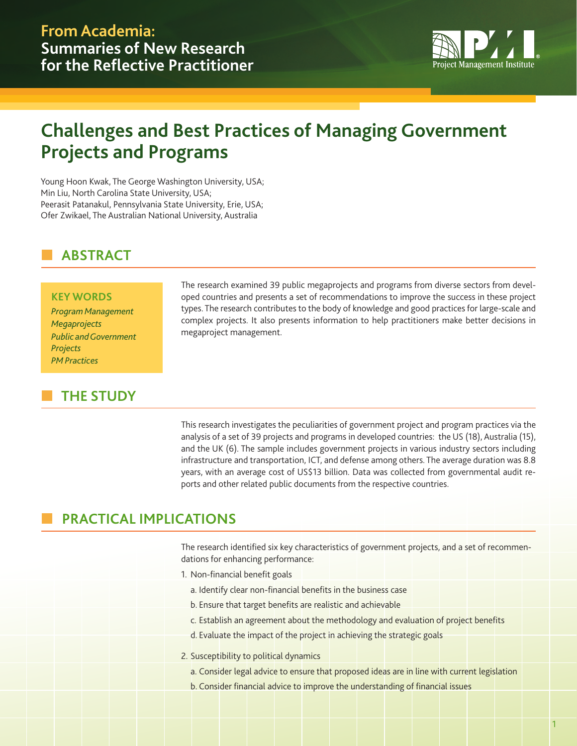**From Academia:**
**Summaries of New Research for the Reflective Practitioner**

# Challenges and Best Practices of Managing Government Projects and Programs

Young Hoon Kwak, The George Washington University, USA;
Min Liu, North Carolina State University, USA;
Peerasit Patanakul, Pennsylvania State University, Erie, USA;
Ofer Zwikael, The Australian National University, Australia

## ABSTRACT

**KEY WORDS**
*Program Management*
*Megaprojects*
*Public and Government Projects*
*PM Practices*

The research examined 39 public megaprojects and programs from diverse sectors from developed countries and presents a set of recommendations to improve the success in these project types. The research contributes to the body of knowledge and good practices for large-scale and complex projects. It also presents information to help practitioners make better decisions in megaproject management.

## THE STUDY

This research investigates the peculiarities of government project and program practices via the analysis of a set of 39 projects and programs in developed countries: the US (18), Australia (15), and the UK (6). The sample includes government projects in various industry sectors including infrastructure and transportation, ICT, and defense among others. The average duration was 8.8 years, with an average cost of US$13 billion. Data was collected from governmental audit reports and other related public documents from the respective countries.

## PRACTICAL IMPLICATIONS

The research identified six key characteristics of government projects, and a set of recommendations for enhancing performance:

1. Non-financial benefit goals
   a. Identify clear non-financial benefits in the business case
   b. Ensure that target benefits are realistic and achievable
   c. Establish an agreement about the methodology and evaluation of project benefits
   d. Evaluate the impact of the project in achieving the strategic goals
2. Susceptibility to political dynamics
   a. Consider legal advice to ensure that proposed ideas are in line with current legislation
   b. Consider financial advice to improve the understanding of financial issues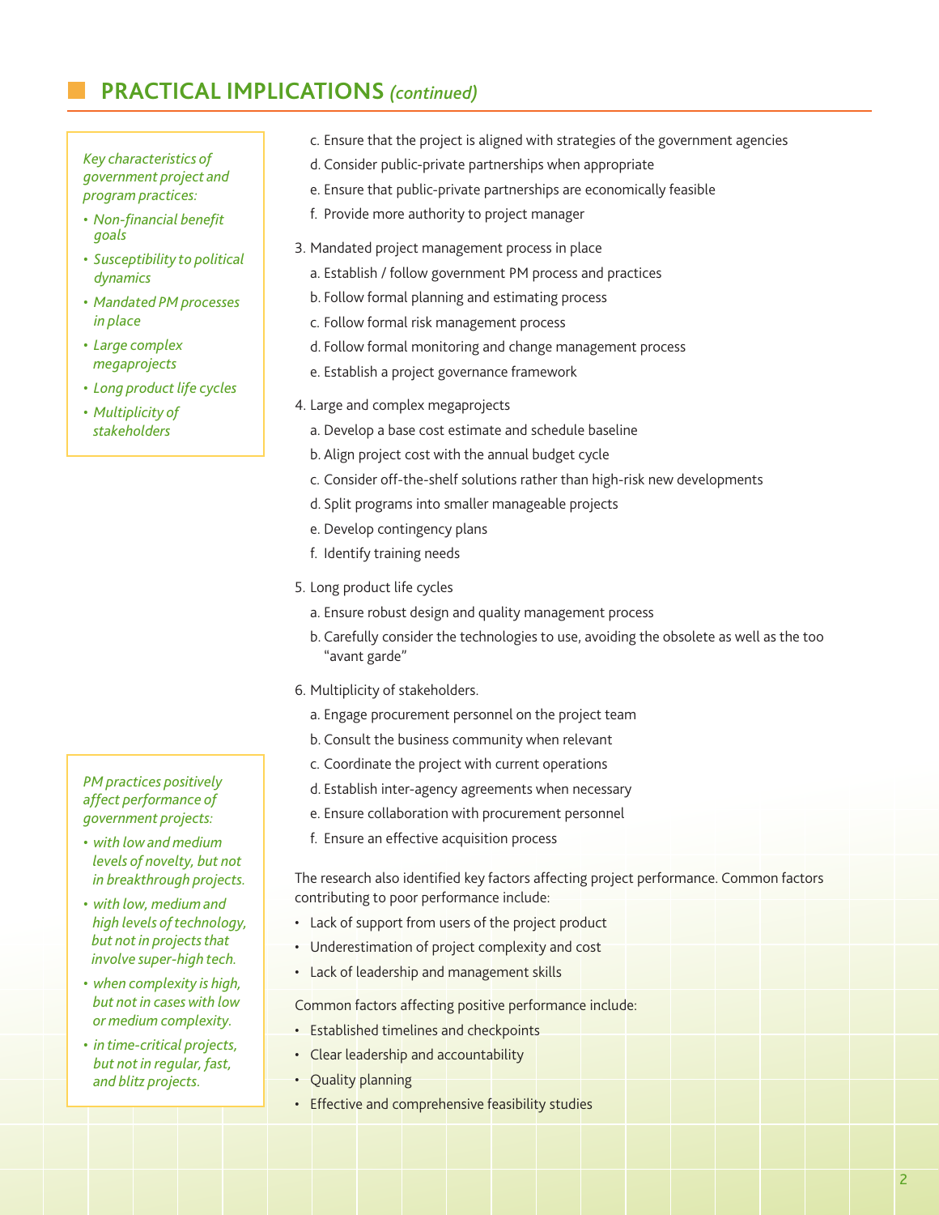## PRACTICAL IMPLICATIONS *(continued)*

*Key characteristics of government project and program practices:*

- *Non-financial benefit goals*
- *Susceptibility to political dynamics*
- *Mandated PM processes in place*
- *Large complex megaprojects*
- *Long product life cycles*
- *Multiplicity of stakeholders*

c. Ensure that the project is aligned with strategies of the government agencies
d. Consider public-private partnerships when appropriate
e. Ensure that public-private partnerships are economically feasible
f. Provide more authority to project manager

3. Mandated project management process in place
   a. Establish / follow government PM process and practices
   b. Follow formal planning and estimating process
   c. Follow formal risk management process
   d. Follow formal monitoring and change management process
   e. Establish a project governance framework

4. Large and complex megaprojects
   a. Develop a base cost estimate and schedule baseline
   b. Align project cost with the annual budget cycle
   c. Consider off-the-shelf solutions rather than high-risk new developments
   d. Split programs into smaller manageable projects
   e. Develop contingency plans
   f. Identify training needs

5. Long product life cycles
   a. Ensure robust design and quality management process
   b. Carefully consider the technologies to use, avoiding the obsolete as well as the too "avant garde"

6. Multiplicity of stakeholders.
   a. Engage procurement personnel on the project team
   b. Consult the business community when relevant
   c. Coordinate the project with current operations
   d. Establish inter-agency agreements when necessary
   e. Ensure collaboration with procurement personnel
   f. Ensure an effective acquisition process

The research also identified key factors affecting project performance. Common factors contributing to poor performance include:

- Lack of support from users of the project product
- Underestimation of project complexity and cost
- Lack of leadership and management skills

Common factors affecting positive performance include:

- Established timelines and checkpoints
- Clear leadership and accountability
- Quality planning
- Effective and comprehensive feasibility studies

*PM practices positively affect performance of government projects:*

- *with low and medium levels of novelty, but not in breakthrough projects.*
- *with low, medium and high levels of technology, but not in projects that involve super-high tech.*
- *when complexity is high, but not in cases with low or medium complexity.*
- *in time-critical projects, but not in regular, fast, and blitz projects.*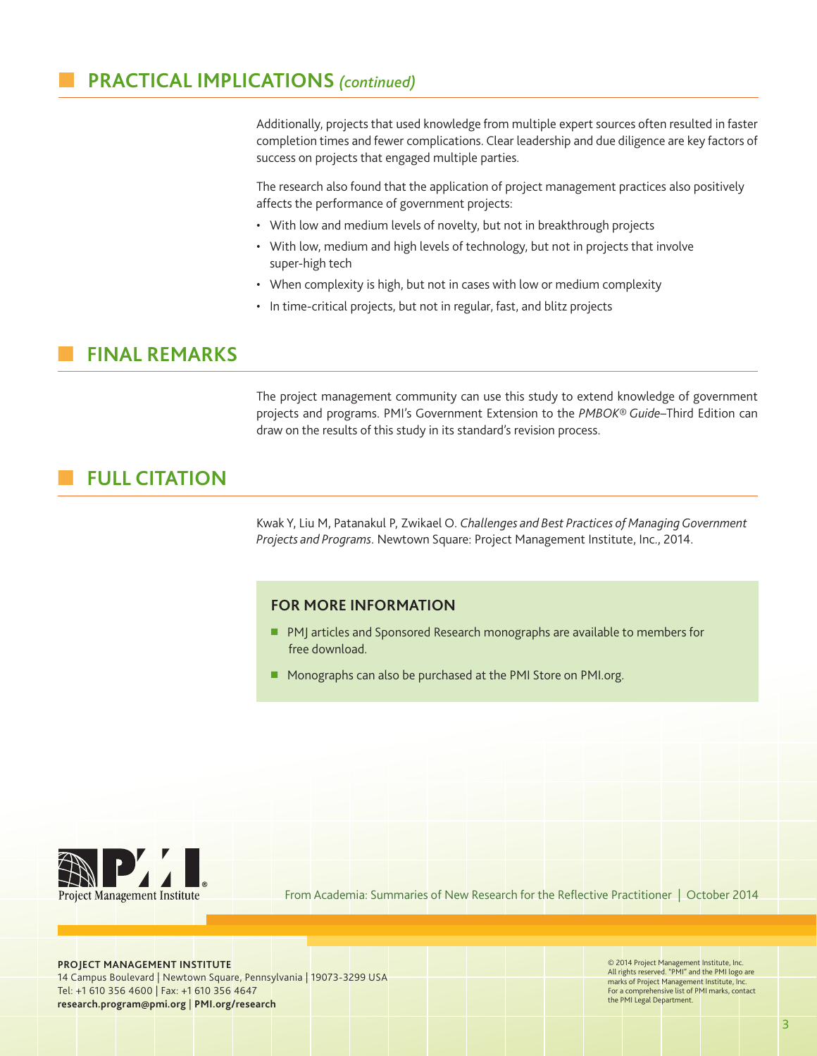## PRACTICAL IMPLICATIONS *(continued)*

Additionally, projects that used knowledge from multiple expert sources often resulted in faster completion times and fewer complications. Clear leadership and due diligence are key factors of success on projects that engaged multiple parties.

The research also found that the application of project management practices also positively affects the performance of government projects:

- With low and medium levels of novelty, but not in breakthrough projects
- With low, medium and high levels of technology, but not in projects that involve super-high tech
- When complexity is high, but not in cases with low or medium complexity
- In time-critical projects, but not in regular, fast, and blitz projects

## FINAL REMARKS

The project management community can use this study to extend knowledge of government projects and programs. PMI's Government Extension to the *PMBOK® Guide*–Third Edition can draw on the results of this study in its standard's revision process.

## FULL CITATION

Kwak Y, Liu M, Patanakul P, Zwikael O. *Challenges and Best Practices of Managing Government Projects and Programs*. Newtown Square: Project Management Institute, Inc., 2014.

### FOR MORE INFORMATION

- PMJ articles and Sponsored Research monographs are available to members for free download.
- Monographs can also be purchased at the PMI Store on PMI.org.

From Academia: Summaries of New Research for the Reflective Practitioner | October 2014

**PROJECT MANAGEMENT INSTITUTE**
14 Campus Boulevard | Newtown Square, Pennsylvania | 19073-3299 USA
Tel: +1 610 356 4600 | Fax: +1 610 356 4647
**research.program@pmi.org | PMI.org/research**

© 2014 Project Management Institute, Inc. All rights reserved. "PMI" and the PMI logo are marks of Project Management Institute, Inc. For a comprehensive list of PMI marks, contact the PMI Legal Department.